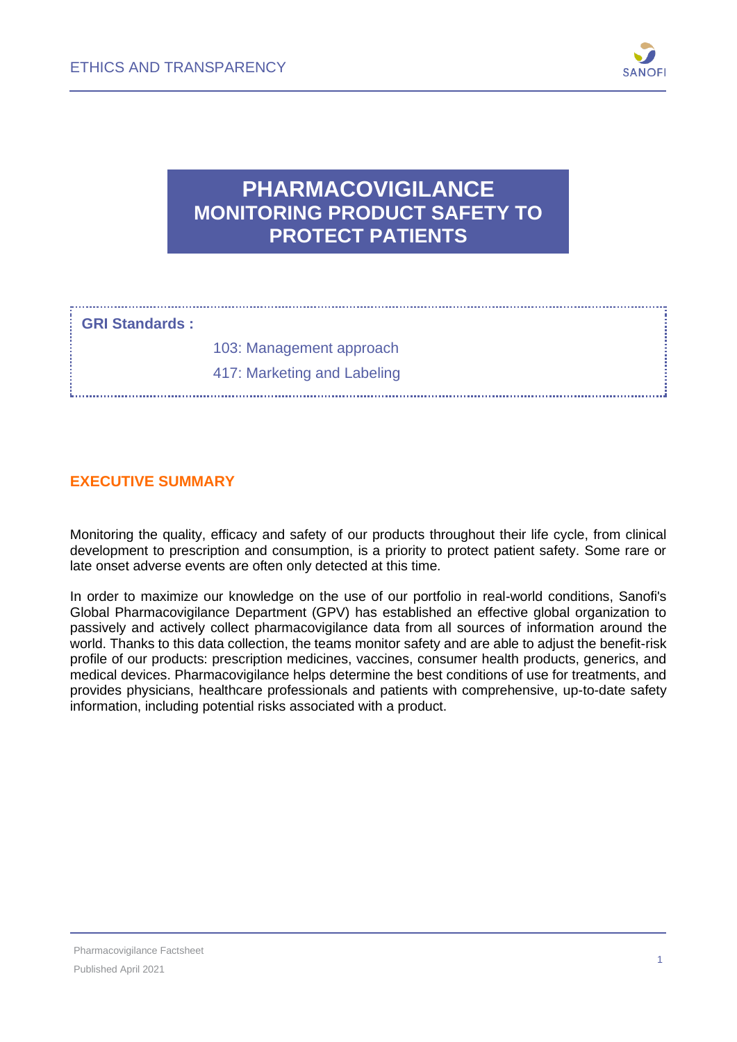# PHARMACOVIGILANCE
## MONITORING PRODUCT SAFETY TO PROTECT PATIENTS

**GRI Standards :**

103: Management approach

417: Marketing and Labeling

## EXECUTIVE SUMMARY

Monitoring the quality, efficacy and safety of our products throughout their life cycle, from clinical development to prescription and consumption, is a priority to protect patient safety. Some rare or late onset adverse events are often only detected at this time.

In order to maximize our knowledge on the use of our portfolio in real-world conditions, Sanofi's Global Pharmacovigilance Department (GPV) has established an effective global organization to passively and actively collect pharmacovigilance data from all sources of information around the world. Thanks to this data collection, the teams monitor safety and are able to adjust the benefit-risk profile of our products: prescription medicines, vaccines, consumer health products, generics, and medical devices. Pharmacovigilance helps determine the best conditions of use for treatments, and provides physicians, healthcare professionals and patients with comprehensive, up-to-date safety information, including potential risks associated with a product.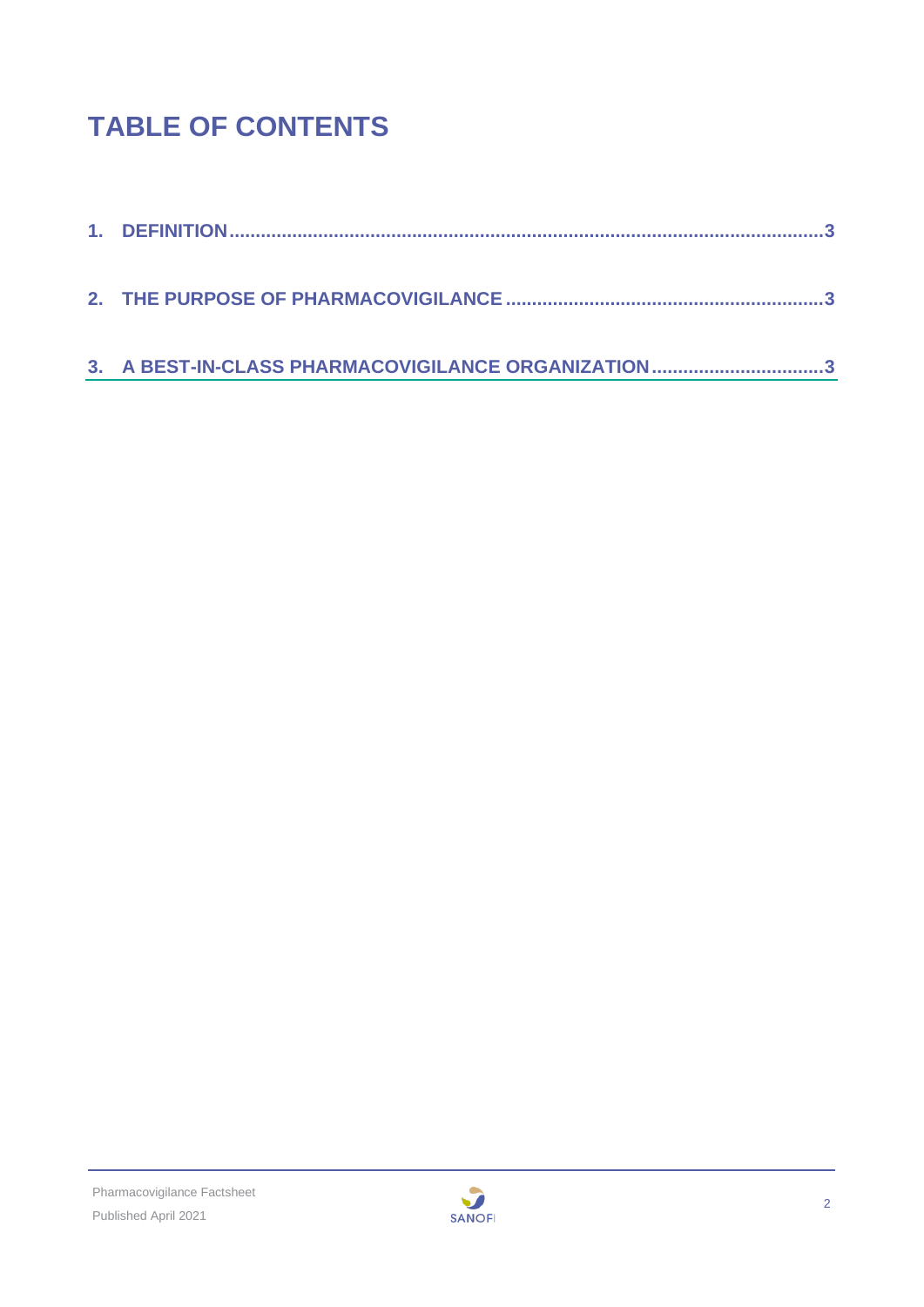# TABLE OF CONTENTS

1. DEFINITION ........................................................................................................ 3

2. THE PURPOSE OF PHARMACOVIGILANCE ............................................................ 3

3. A BEST-IN-CLASS PHARMACOVIGILANCE ORGANIZATION ..................................... 3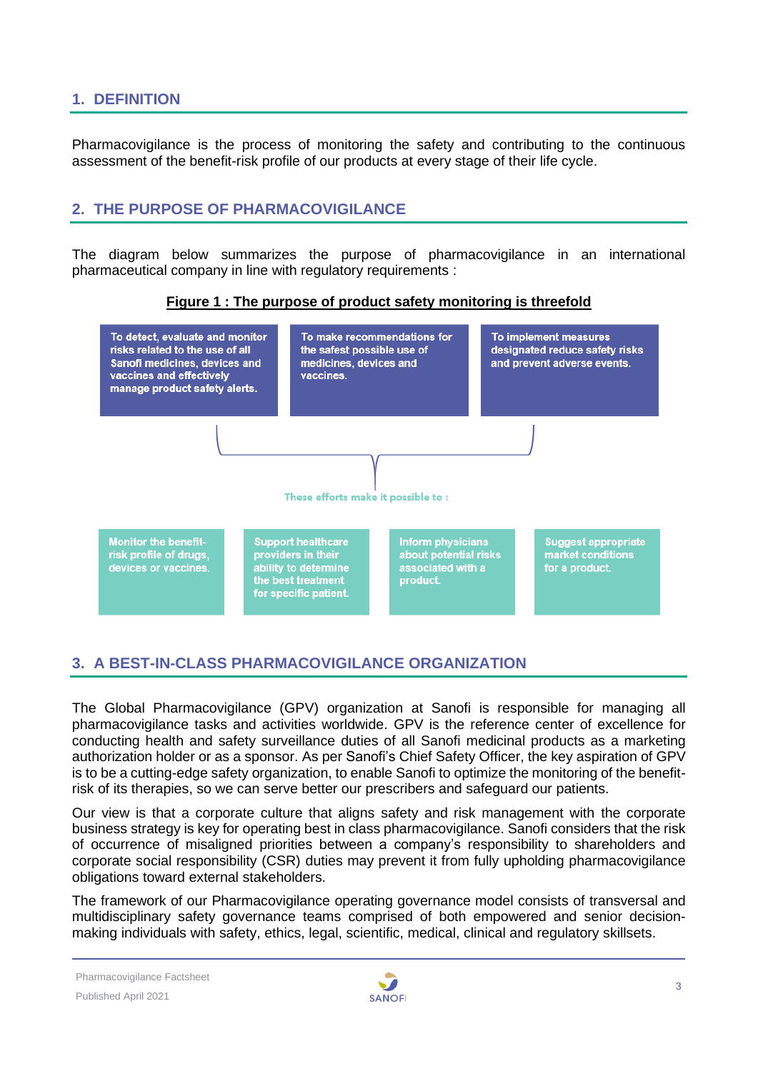## 1. DEFINITION

Pharmacovigilance is the process of monitoring the safety and contributing to the continuous assessment of the benefit-risk profile of our products at every stage of their life cycle.

## 2. THE PURPOSE OF PHARMACOVIGILANCE

The diagram below summarizes the purpose of pharmacovigilance in an international pharmaceutical company in line with regulatory requirements :

**Figure 1 : The purpose of product safety monitoring is threefold**

- To detect, evaluate and monitor risks related to the use of all Sanofi medicines, devices and vaccines and effectively manage product safety alerts.
- To make recommendations for the safest possible use of medicines, devices and vaccines.
- To implement measures designated reduce safety risks and prevent adverse events.

These efforts make it possible to :

- Monitor the benefit-risk profile of drugs, devices or vaccines.
- Support healthcare providers in their ability to determine the best treatment for specific patient.
- Inform physicians about potential risks associated with a product.
- Suggest appropriate market conditions for a product.

## 3. A BEST-IN-CLASS PHARMACOVIGILANCE ORGANIZATION

The Global Pharmacovigilance (GPV) organization at Sanofi is responsible for managing all pharmacovigilance tasks and activities worldwide. GPV is the reference center of excellence for conducting health and safety surveillance duties of all Sanofi medicinal products as a marketing authorization holder or as a sponsor. As per Sanofi's Chief Safety Officer, the key aspiration of GPV is to be a cutting-edge safety organization, to enable Sanofi to optimize the monitoring of the benefit-risk of its therapies, so we can serve better our prescribers and safeguard our patients.

Our view is that a corporate culture that aligns safety and risk management with the corporate business strategy is key for operating best in class pharmacovigilance. Sanofi considers that the risk of occurrence of misaligned priorities between a company's responsibility to shareholders and corporate social responsibility (CSR) duties may prevent it from fully upholding pharmacovigilance obligations toward external stakeholders.

The framework of our Pharmacovigilance operating governance model consists of transversal and multidisciplinary safety governance teams comprised of both empowered and senior decision-making individuals with safety, ethics, legal, scientific, medical, clinical and regulatory skillsets.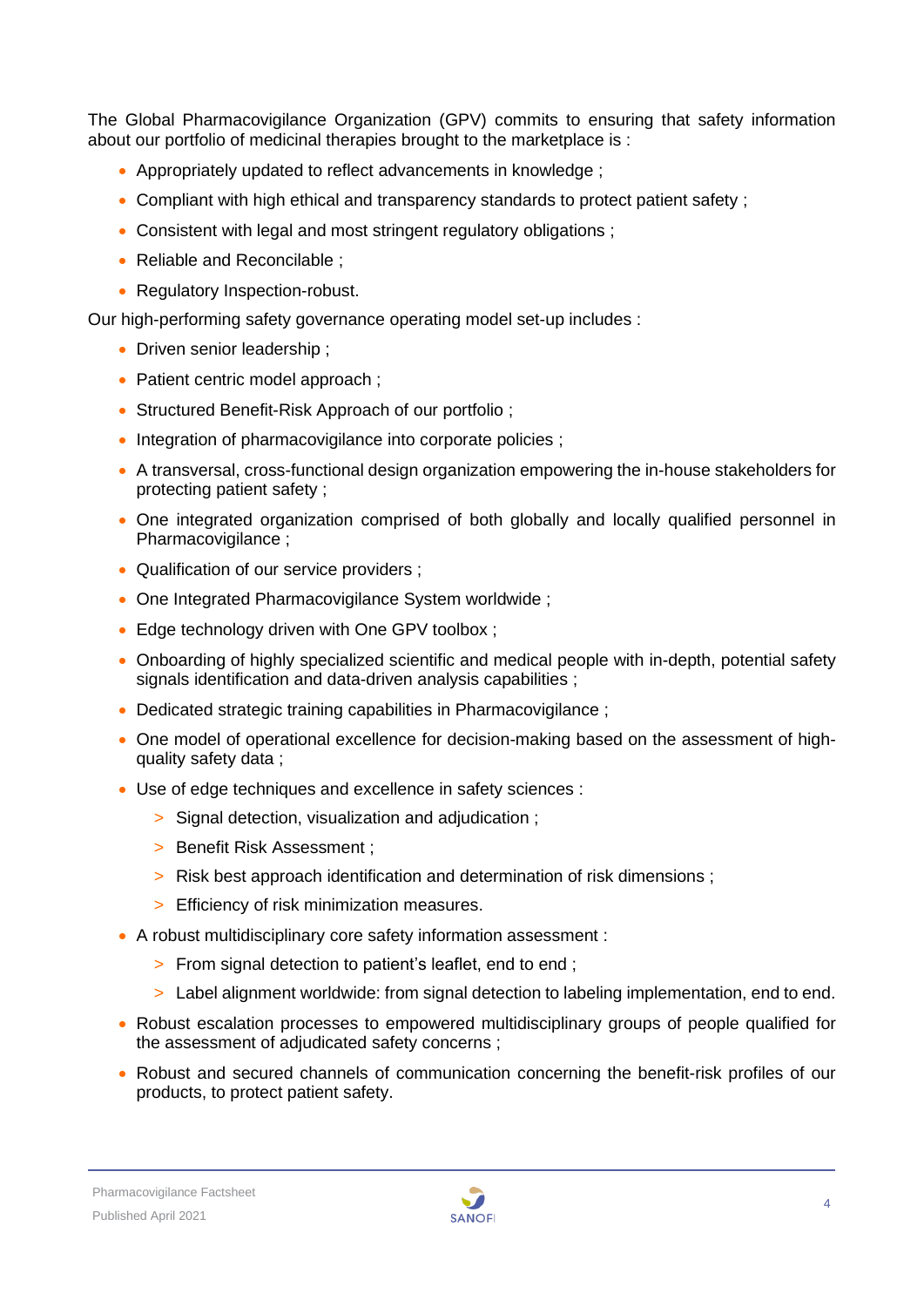The Global Pharmacovigilance Organization (GPV) commits to ensuring that safety information about our portfolio of medicinal therapies brought to the marketplace is :

- Appropriately updated to reflect advancements in knowledge ;
- Compliant with high ethical and transparency standards to protect patient safety ;
- Consistent with legal and most stringent regulatory obligations ;
- Reliable and Reconcilable ;
- Regulatory Inspection-robust.

Our high-performing safety governance operating model set-up includes :

- Driven senior leadership ;
- Patient centric model approach ;
- Structured Benefit-Risk Approach of our portfolio ;
- Integration of pharmacovigilance into corporate policies ;
- A transversal, cross-functional design organization empowering the in-house stakeholders for protecting patient safety ;
- One integrated organization comprised of both globally and locally qualified personnel in Pharmacovigilance ;
- Qualification of our service providers ;
- One Integrated Pharmacovigilance System worldwide ;
- Edge technology driven with One GPV toolbox ;
- Onboarding of highly specialized scientific and medical people with in-depth, potential safety signals identification and data-driven analysis capabilities ;
- Dedicated strategic training capabilities in Pharmacovigilance ;
- One model of operational excellence for decision-making based on the assessment of high-quality safety data ;
- Use of edge techniques and excellence in safety sciences :
  - Signal detection, visualization and adjudication ;
  - Benefit Risk Assessment ;
  - Risk best approach identification and determination of risk dimensions ;
  - Efficiency of risk minimization measures.
- A robust multidisciplinary core safety information assessment :
  - From signal detection to patient's leaflet, end to end ;
  - Label alignment worldwide: from signal detection to labeling implementation, end to end.
- Robust escalation processes to empowered multidisciplinary groups of people qualified for the assessment of adjudicated safety concerns ;
- Robust and secured channels of communication concerning the benefit-risk profiles of our products, to protect patient safety.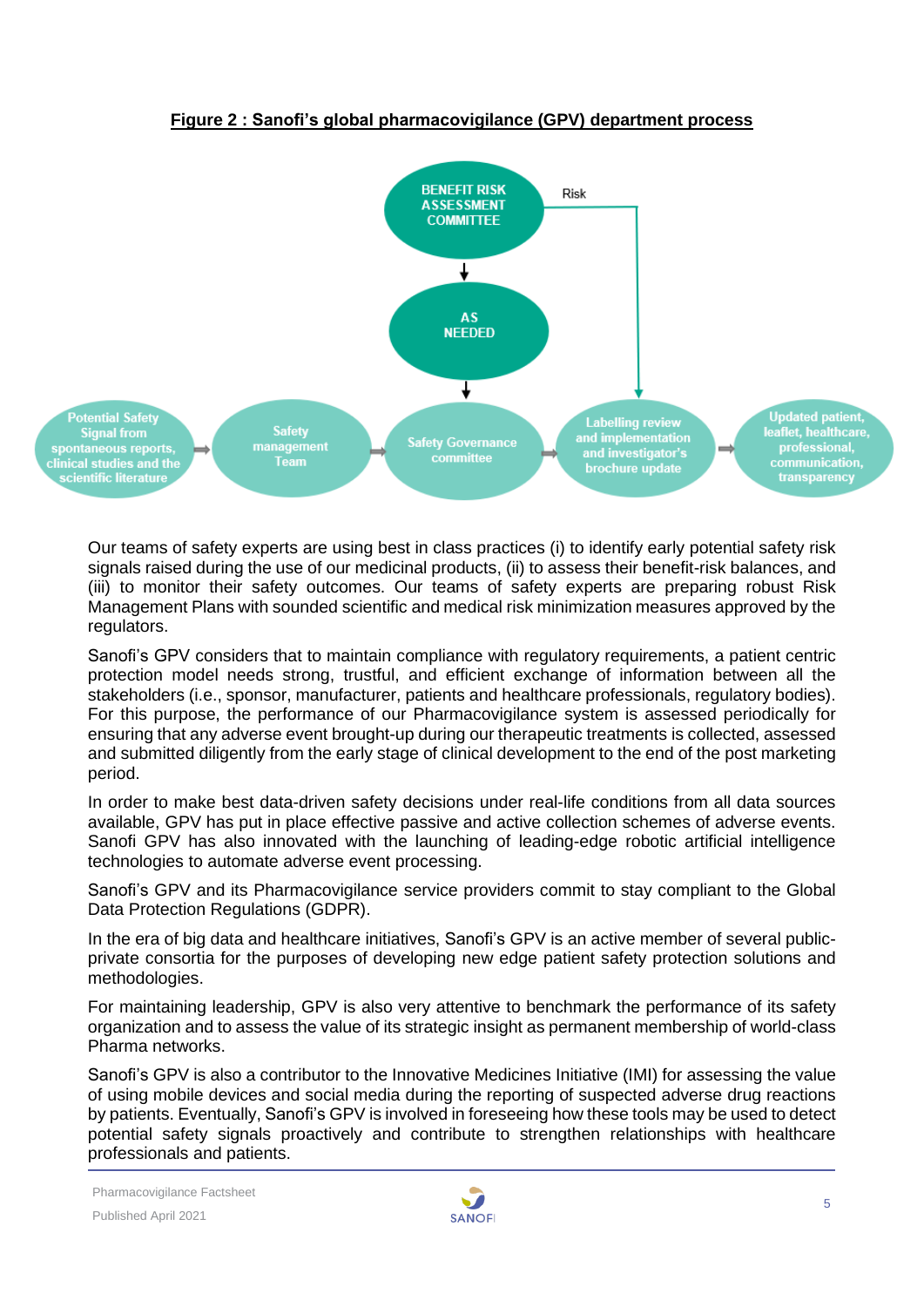**Figure 2 : Sanofi's global pharmacovigilance (GPV) department process**

BENEFIT RISK ASSESSMENT COMMITTEE

Risk

AS NEEDED

Potential Safety Signal from spontaneous reports, clinical studies and the scientific literature

Safety management Team

Safety Governance committee

Labelling review and implementation and investigator's brochure update

Updated patient, leaflet, healthcare, professional, communication, transparency

Our teams of safety experts are using best in class practices (i) to identify early potential safety risk signals raised during the use of our medicinal products, (ii) to assess their benefit-risk balances, and (iii) to monitor their safety outcomes. Our teams of safety experts are preparing robust Risk Management Plans with sounded scientific and medical risk minimization measures approved by the regulators.

Sanofi's GPV considers that to maintain compliance with regulatory requirements, a patient centric protection model needs strong, trustful, and efficient exchange of information between all the stakeholders (i.e., sponsor, manufacturer, patients and healthcare professionals, regulatory bodies). For this purpose, the performance of our Pharmacovigilance system is assessed periodically for ensuring that any adverse event brought-up during our therapeutic treatments is collected, assessed and submitted diligently from the early stage of clinical development to the end of the post marketing period.

In order to make best data-driven safety decisions under real-life conditions from all data sources available, GPV has put in place effective passive and active collection schemes of adverse events. Sanofi GPV has also innovated with the launching of leading-edge robotic artificial intelligence technologies to automate adverse event processing.

Sanofi's GPV and its Pharmacovigilance service providers commit to stay compliant to the Global Data Protection Regulations (GDPR).

In the era of big data and healthcare initiatives, Sanofi's GPV is an active member of several public-private consortia for the purposes of developing new edge patient safety protection solutions and methodologies.

For maintaining leadership, GPV is also very attentive to benchmark the performance of its safety organization and to assess the value of its strategic insight as permanent membership of world-class Pharma networks.

Sanofi's GPV is also a contributor to the Innovative Medicines Initiative (IMI) for assessing the value of using mobile devices and social media during the reporting of suspected adverse drug reactions by patients. Eventually, Sanofi's GPV is involved in foreseeing how these tools may be used to detect potential safety signals proactively and contribute to strengthen relationships with healthcare professionals and patients.